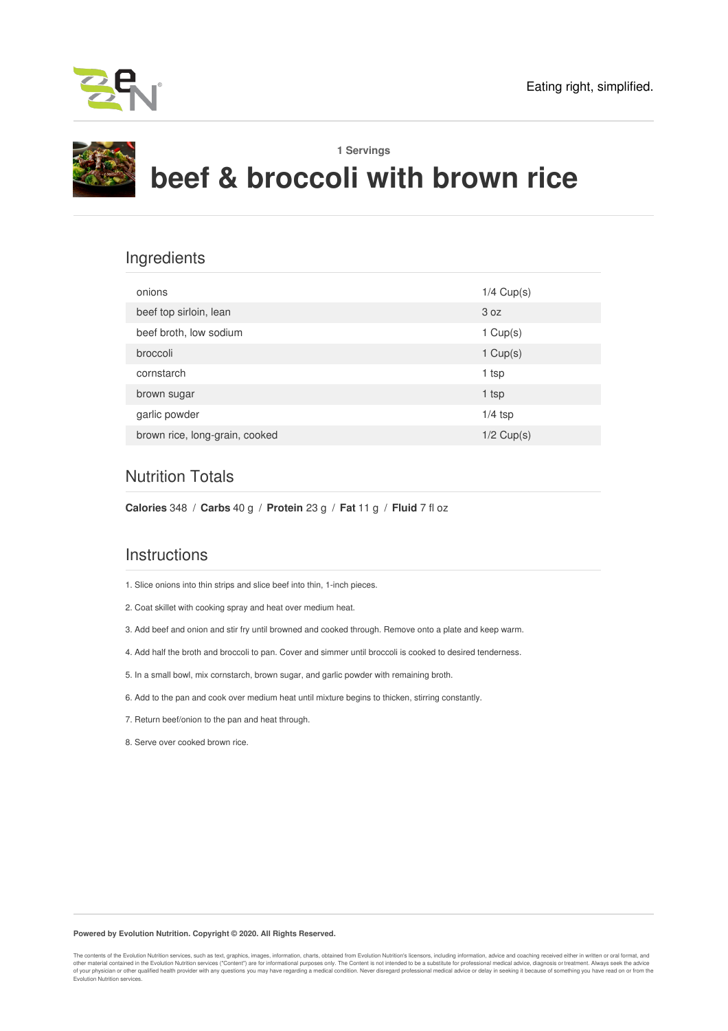Eating right, simplified.

**1 Servings**

# beef & broccoli with brown rice

## Ingredients

| Ingredient | Amount |
|---|---|
| onions | 1/4 Cup(s) |
| beef top sirloin, lean | 3 oz |
| beef broth, low sodium | 1 Cup(s) |
| broccoli | 1 Cup(s) |
| cornstarch | 1 tsp |
| brown sugar | 1 tsp |
| garlic powder | 1/4 tsp |
| brown rice, long-grain, cooked | 1/2 Cup(s) |

## Nutrition Totals

**Calories** 348 / **Carbs** 40 g / **Protein** 23 g / **Fat** 11 g / **Fluid** 7 fl oz

## Instructions

1. Slice onions into thin strips and slice beef into thin, 1-inch pieces.
2. Coat skillet with cooking spray and heat over medium heat.
3. Add beef and onion and stir fry until browned and cooked through. Remove onto a plate and keep warm.
4. Add half the broth and broccoli to pan. Cover and simmer until broccoli is cooked to desired tenderness.
5. In a small bowl, mix cornstarch, brown sugar, and garlic powder with remaining broth.
6. Add to the pan and cook over medium heat until mixture begins to thicken, stirring constantly.
7. Return beef/onion to the pan and heat through.
8. Serve over cooked brown rice.

**Powered by Evolution Nutrition. Copyright © 2020. All Rights Reserved.**

The contents of the Evolution Nutrition services, such as text, graphics, images, information, charts, obtained from Evolution Nutrition's licensors, including information, advice and coaching received either in written or oral format, and other material contained in the Evolution Nutrition services ("Content") are for informational purposes only. The Content is not intended to be a substitute for professional medical advice, diagnosis or treatment. Always seek the advice of your physician or other qualified health provider with any questions you may have regarding a medical condition. Never disregard professional medical advice or delay in seeking it because of something you have read on or from the Evolution Nutrition services.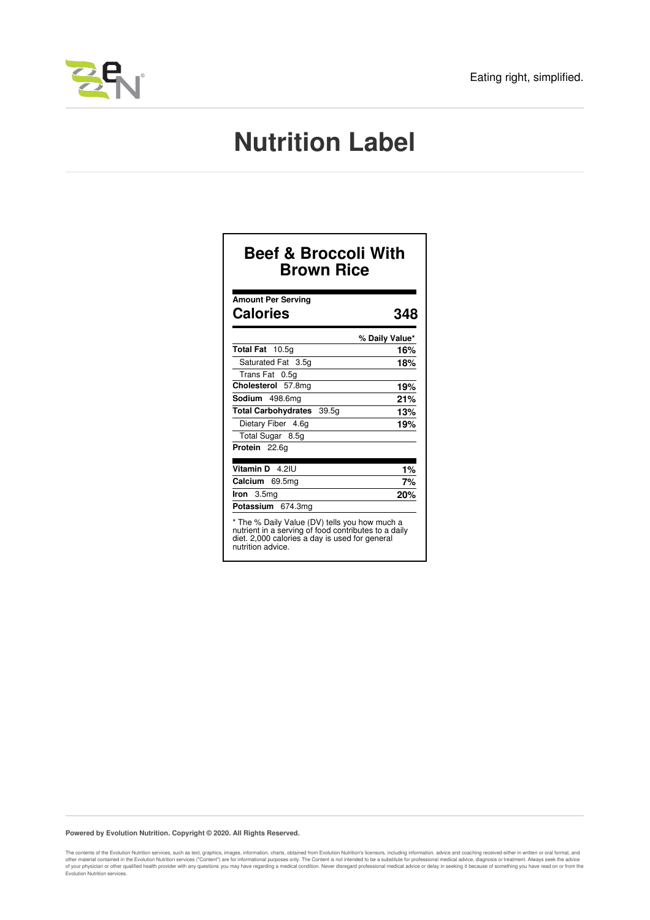Eating right, simplified.

# Nutrition Label

## Beef & Broccoli With Brown Rice

**Amount Per Serving**

**Calories** **348**

| | % Daily Value* |
|---|---|
| **Total Fat** 10.5g | **16%** |
| Saturated Fat 3.5g | **18%** |
| Trans Fat 0.5g | |
| **Cholesterol** 57.8mg | **19%** |
| **Sodium** 498.6mg | **21%** |
| **Total Carbohydrates** 39.5g | **13%** |
| Dietary Fiber 4.6g | **19%** |
| Total Sugar 8.5g | |
| **Protein** 22.6g | |
| **Vitamin D** 4.2IU | **1%** |
| **Calcium** 69.5mg | **7%** |
| **Iron** 3.5mg | **20%** |
| **Potassium** 674.3mg | |

* The % Daily Value (DV) tells you how much a nutrient in a serving of food contributes to a daily diet. 2,000 calories a day is used for general nutrition advice.

**Powered by Evolution Nutrition. Copyright © 2020. All Rights Reserved.**

The contents of the Evolution Nutrition services, such as text, graphics, images, information, charts, obtained from Evolution Nutrition's licensors, including information, advice and coaching received either in written or oral format, and other material contained in the Evolution Nutrition services ("Content") are for informational purposes only. The Content is not intended to be a substitute for professional medical advice, diagnosis or treatment. Always seek the advice of your physician or other qualified health provider with any questions you may have regarding a medical condition. Never disregard professional medical advice or delay in seeking it because of something you have read on or from the Evolution Nutrition services.